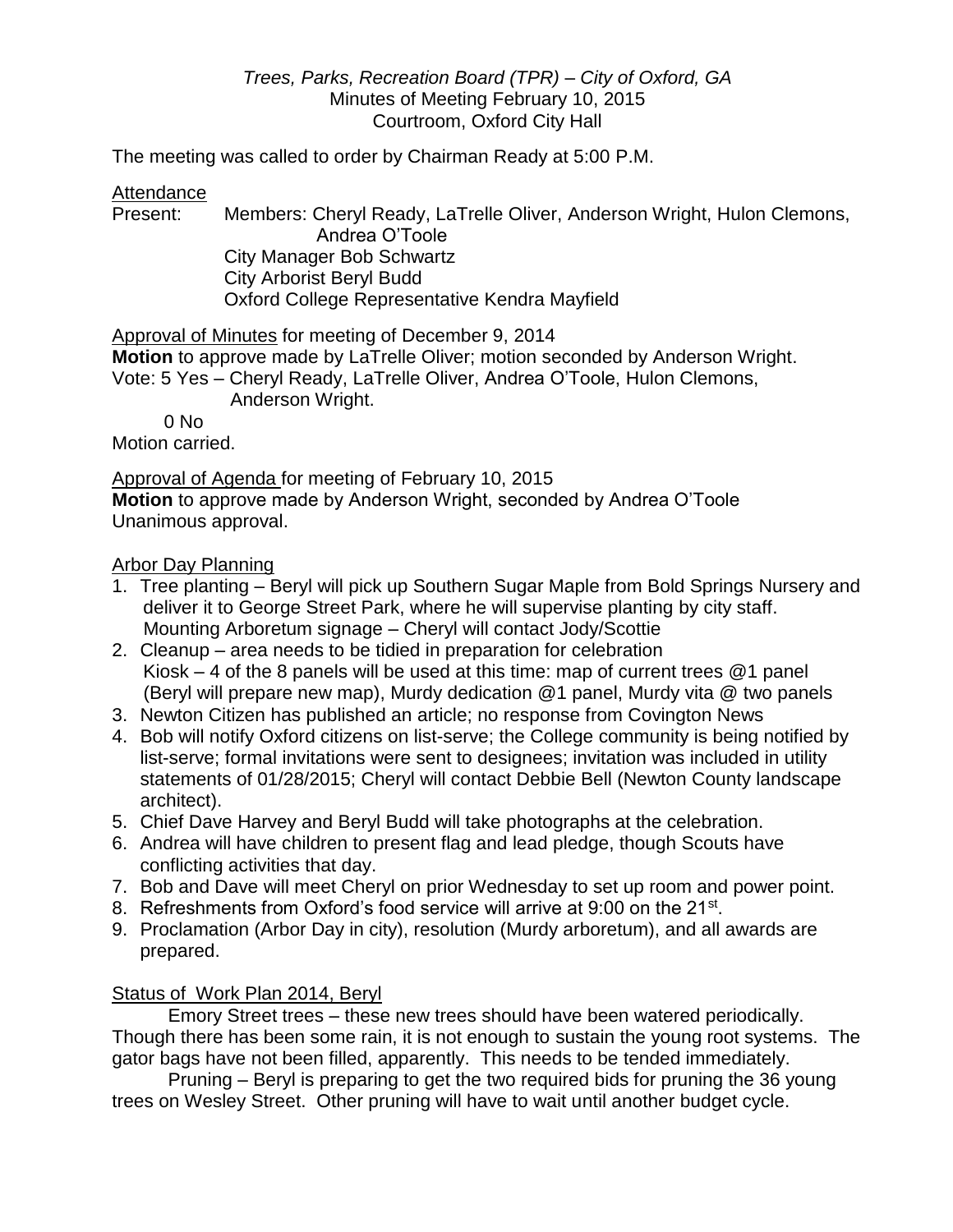*Trees, Parks, Recreation Board (TPR) – City of Oxford, GA*
Minutes of Meeting February 10, 2015
Courtroom, Oxford City Hall

The meeting was called to order by Chairman Ready at 5:00 P.M.

Attendance

Present: Members: Cheryl Ready, LaTrelle Oliver, Anderson Wright, Hulon Clemons, Andrea O'Toole
City Manager Bob Schwartz
City Arborist Beryl Budd
Oxford College Representative Kendra Mayfield

Approval of Minutes for meeting of December 9, 2014

**Motion** to approve made by LaTrelle Oliver; motion seconded by Anderson Wright.
Vote: 5 Yes – Cheryl Ready, LaTrelle Oliver, Andrea O'Toole, Hulon Clemons, Anderson Wright.
0 No
Motion carried.

Approval of Agenda for meeting of February 10, 2015

**Motion** to approve made by Anderson Wright, seconded by Andrea O'Toole
Unanimous approval.

Arbor Day Planning

1. Tree planting – Beryl will pick up Southern Sugar Maple from Bold Springs Nursery and deliver it to George Street Park, where he will supervise planting by city staff. Mounting Arboretum signage – Cheryl will contact Jody/Scottie
2. Cleanup – area needs to be tidied in preparation for celebration
Kiosk – 4 of the 8 panels will be used at this time: map of current trees @1 panel (Beryl will prepare new map), Murdy dedication @1 panel, Murdy vita @ two panels
3. Newton Citizen has published an article; no response from Covington News
4. Bob will notify Oxford citizens on list-serve; the College community is being notified by list-serve; formal invitations were sent to designees; invitation was included in utility statements of 01/28/2015; Cheryl will contact Debbie Bell (Newton County landscape architect).
5. Chief Dave Harvey and Beryl Budd will take photographs at the celebration.
6. Andrea will have children to present flag and lead pledge, though Scouts have conflicting activities that day.
7. Bob and Dave will meet Cheryl on prior Wednesday to set up room and power point.
8. Refreshments from Oxford's food service will arrive at 9:00 on the 21st.
9. Proclamation (Arbor Day in city), resolution (Murdy arboretum), and all awards are prepared.

Status of Work Plan 2014, Beryl

Emory Street trees – these new trees should have been watered periodically. Though there has been some rain, it is not enough to sustain the young root systems. The gator bags have not been filled, apparently. This needs to be tended immediately.

Pruning – Beryl is preparing to get the two required bids for pruning the 36 young trees on Wesley Street. Other pruning will have to wait until another budget cycle.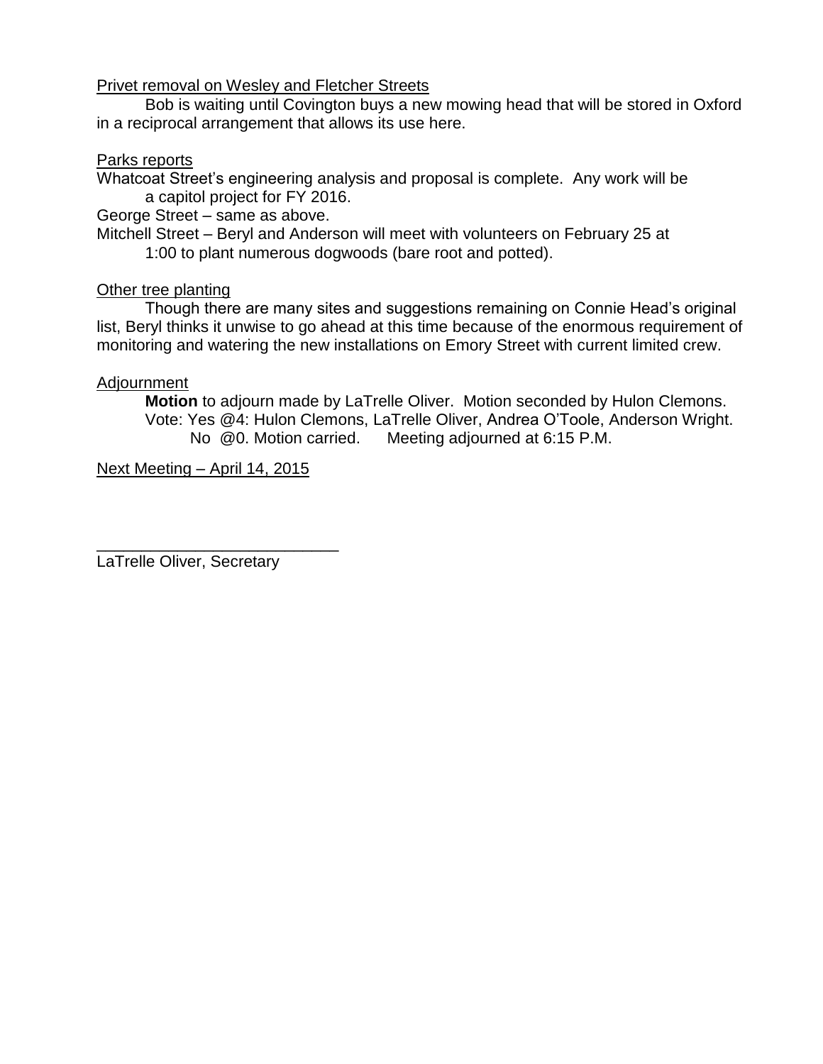Privet removal on Wesley and Fletcher Streets

Bob is waiting until Covington buys a new mowing head that will be stored in Oxford in a reciprocal arrangement that allows its use here.

Parks reports

Whatcoat Street's engineering analysis and proposal is complete. Any work will be a capitol project for FY 2016.

George Street – same as above.

Mitchell Street – Beryl and Anderson will meet with volunteers on February 25 at 1:00 to plant numerous dogwoods (bare root and potted).

Other tree planting

Though there are many sites and suggestions remaining on Connie Head's original list, Beryl thinks it unwise to go ahead at this time because of the enormous requirement of monitoring and watering the new installations on Emory Street with current limited crew.

Adjournment

**Motion** to adjourn made by LaTrelle Oliver. Motion seconded by Hulon Clemons.
Vote: Yes @4: Hulon Clemons, LaTrelle Oliver, Andrea O'Toole, Anderson Wright.
No @0. Motion carried. Meeting adjourned at 6:15 P.M.

Next Meeting – April 14, 2015

\_\_\_\_\_\_\_\_\_\_\_\_\_\_\_\_\_\_\_\_\_\_\_\_\_\_\_\_

LaTrelle Oliver, Secretary